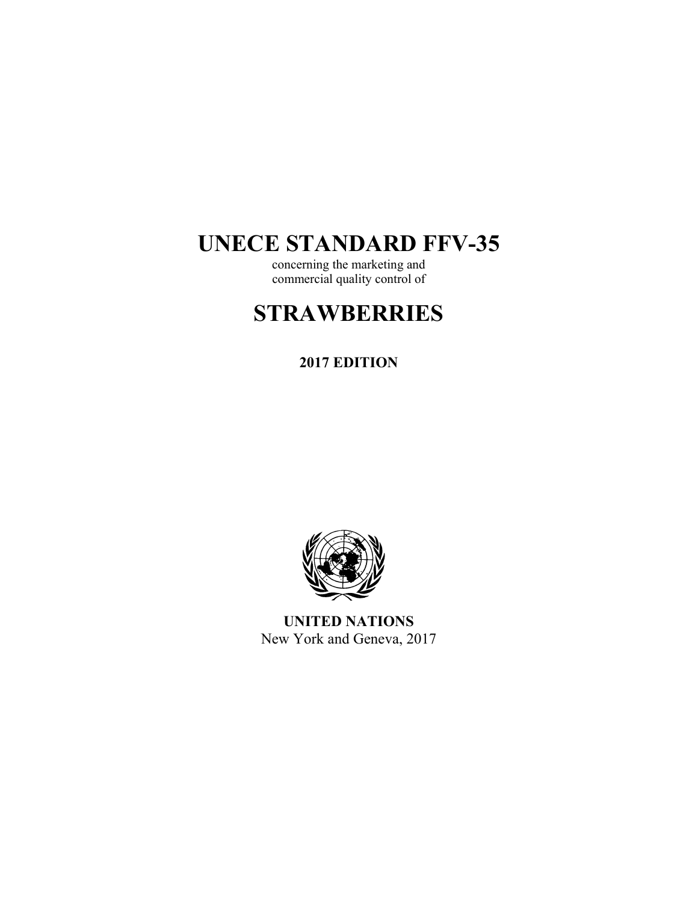# UNECE STANDARD FFV-35

concerning the marketing and
commercial quality control of

# STRAWBERRIES

**2017 EDITION**

**UNITED NATIONS**
New York and Geneva, 2017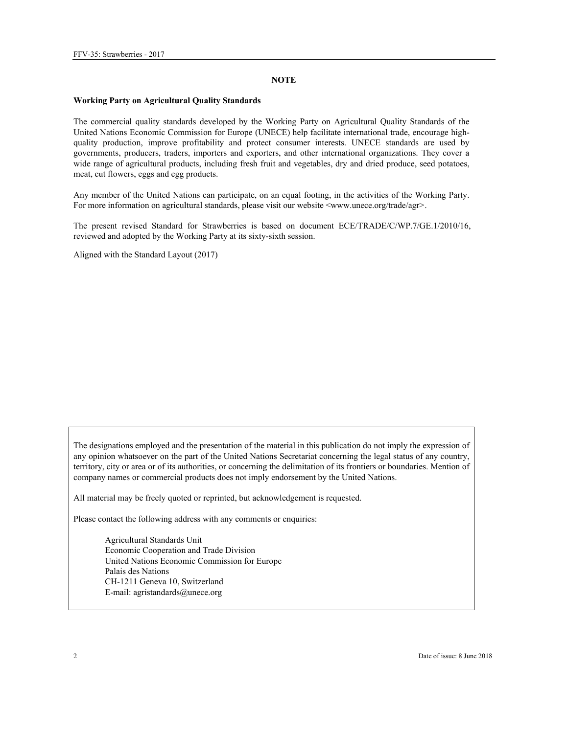## NOTE

**Working Party on Agricultural Quality Standards**

The commercial quality standards developed by the Working Party on Agricultural Quality Standards of the United Nations Economic Commission for Europe (UNECE) help facilitate international trade, encourage high-quality production, improve profitability and protect consumer interests. UNECE standards are used by governments, producers, traders, importers and exporters, and other international organizations. They cover a wide range of agricultural products, including fresh fruit and vegetables, dry and dried produce, seed potatoes, meat, cut flowers, eggs and egg products.

Any member of the United Nations can participate, on an equal footing, in the activities of the Working Party. For more information on agricultural standards, please visit our website <www.unece.org/trade/agr>.

The present revised Standard for Strawberries is based on document ECE/TRADE/C/WP.7/GE.1/2010/16, reviewed and adopted by the Working Party at its sixty-sixth session.

Aligned with the Standard Layout (2017)

The designations employed and the presentation of the material in this publication do not imply the expression of any opinion whatsoever on the part of the United Nations Secretariat concerning the legal status of any country, territory, city or area or of its authorities, or concerning the delimitation of its frontiers or boundaries. Mention of company names or commercial products does not imply endorsement by the United Nations.

All material may be freely quoted or reprinted, but acknowledgement is requested.

Please contact the following address with any comments or enquiries:

Agricultural Standards Unit
Economic Cooperation and Trade Division
United Nations Economic Commission for Europe
Palais des Nations
CH-1211 Geneva 10, Switzerland
E-mail: agristandards@unece.org

Date of issue: 8 June 2018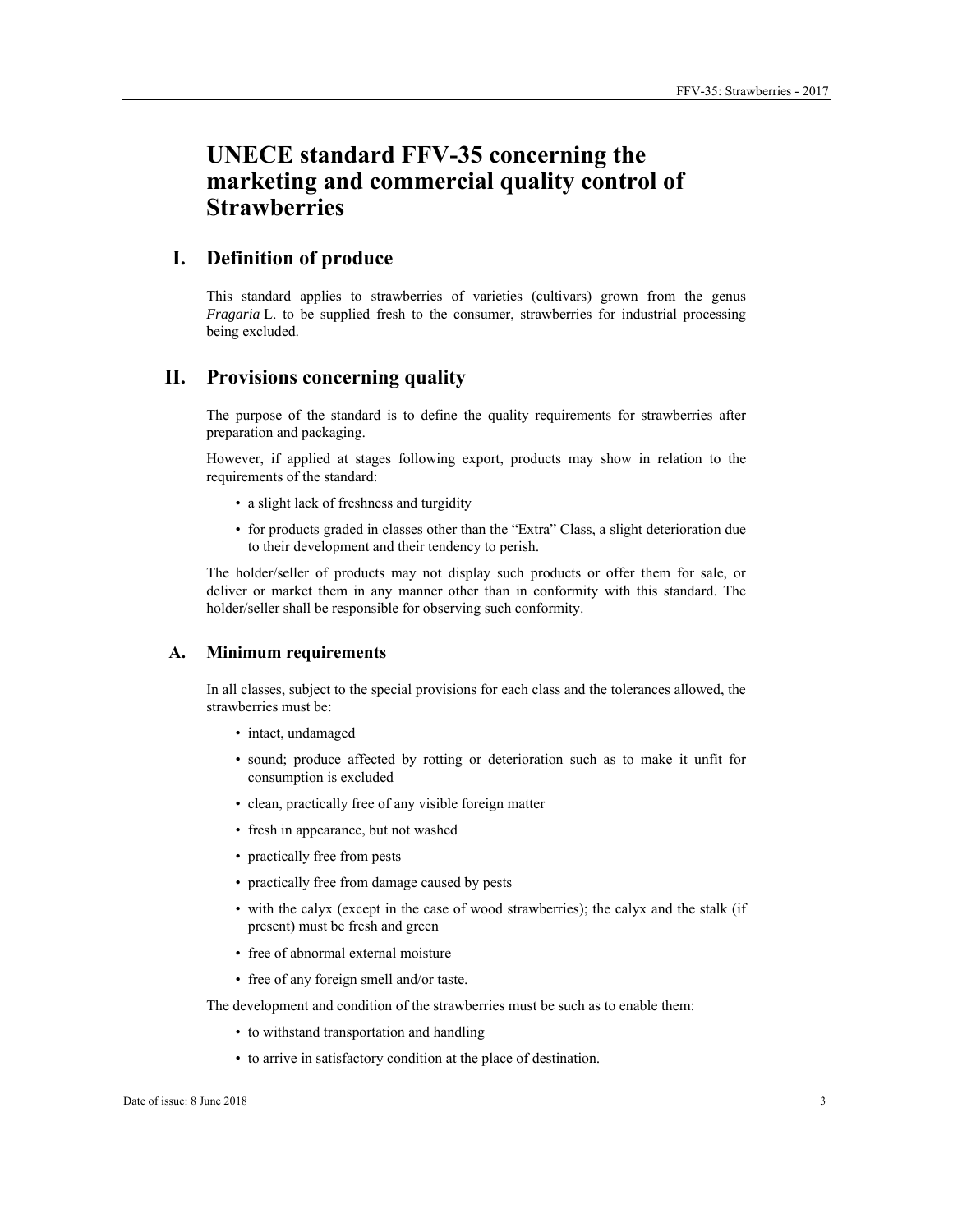# UNECE standard FFV-35 concerning the marketing and commercial quality control of Strawberries

## I. Definition of produce

This standard applies to strawberries of varieties (cultivars) grown from the genus *Fragaria* L. to be supplied fresh to the consumer, strawberries for industrial processing being excluded.

## II. Provisions concerning quality

The purpose of the standard is to define the quality requirements for strawberries after preparation and packaging.

However, if applied at stages following export, products may show in relation to the requirements of the standard:

- a slight lack of freshness and turgidity
- for products graded in classes other than the "Extra" Class, a slight deterioration due to their development and their tendency to perish.

The holder/seller of products may not display such products or offer them for sale, or deliver or market them in any manner other than in conformity with this standard. The holder/seller shall be responsible for observing such conformity.

### A. Minimum requirements

In all classes, subject to the special provisions for each class and the tolerances allowed, the strawberries must be:

- intact, undamaged
- sound; produce affected by rotting or deterioration such as to make it unfit for consumption is excluded
- clean, practically free of any visible foreign matter
- fresh in appearance, but not washed
- practically free from pests
- practically free from damage caused by pests
- with the calyx (except in the case of wood strawberries); the calyx and the stalk (if present) must be fresh and green
- free of abnormal external moisture
- free of any foreign smell and/or taste.

The development and condition of the strawberries must be such as to enable them:

- to withstand transportation and handling
- to arrive in satisfactory condition at the place of destination.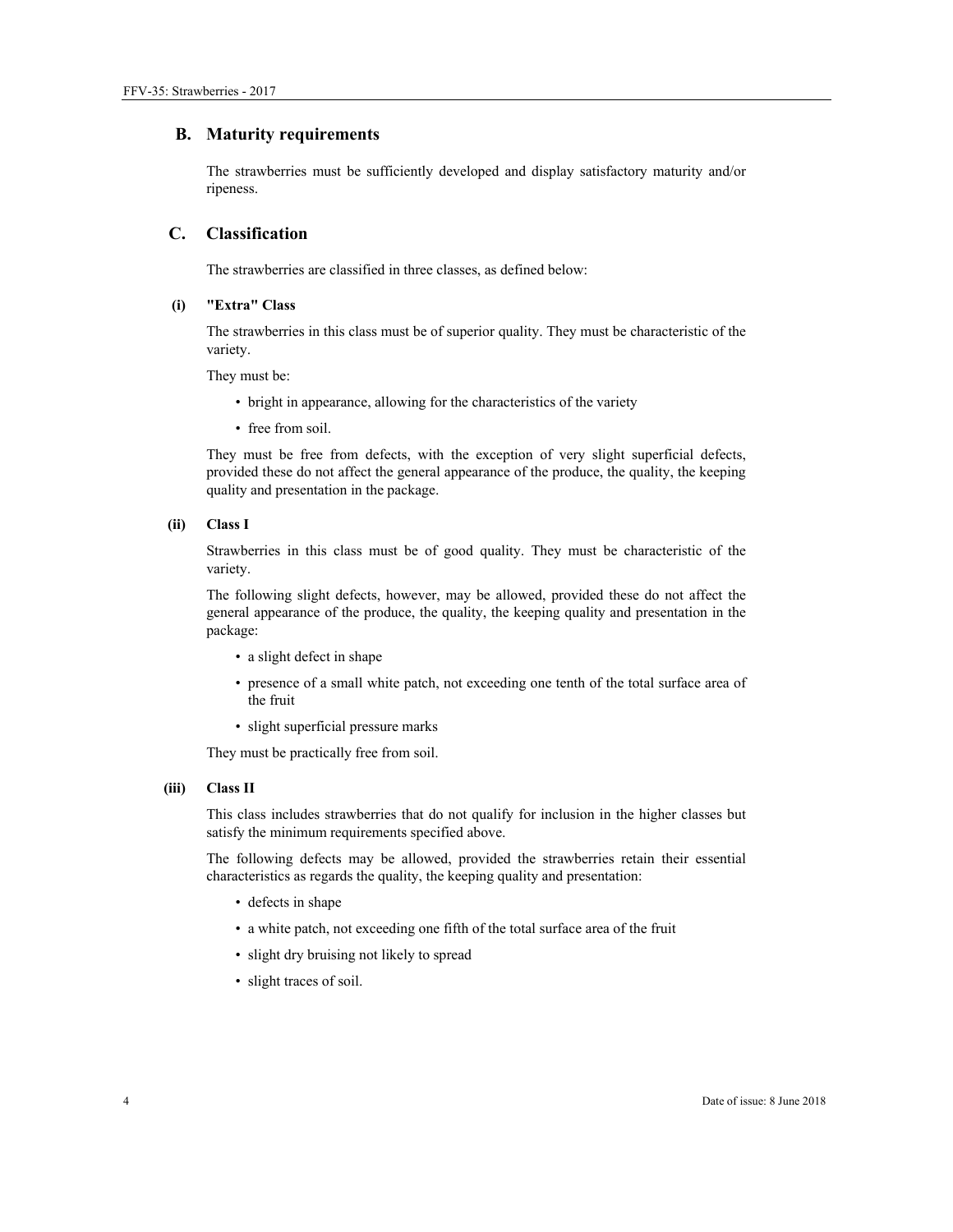## B. Maturity requirements

The strawberries must be sufficiently developed and display satisfactory maturity and/or ripeness.

## C. Classification

The strawberries are classified in three classes, as defined below:

### (i) "Extra" Class

The strawberries in this class must be of superior quality. They must be characteristic of the variety.

They must be:

- bright in appearance, allowing for the characteristics of the variety
- free from soil.

They must be free from defects, with the exception of very slight superficial defects, provided these do not affect the general appearance of the produce, the quality, the keeping quality and presentation in the package.

### (ii) Class I

Strawberries in this class must be of good quality. They must be characteristic of the variety.

The following slight defects, however, may be allowed, provided these do not affect the general appearance of the produce, the quality, the keeping quality and presentation in the package:

- a slight defect in shape
- presence of a small white patch, not exceeding one tenth of the total surface area of the fruit
- slight superficial pressure marks

They must be practically free from soil.

### (iii) Class II

This class includes strawberries that do not qualify for inclusion in the higher classes but satisfy the minimum requirements specified above.

The following defects may be allowed, provided the strawberries retain their essential characteristics as regards the quality, the keeping quality and presentation:

- defects in shape
- a white patch, not exceeding one fifth of the total surface area of the fruit
- slight dry bruising not likely to spread
- slight traces of soil.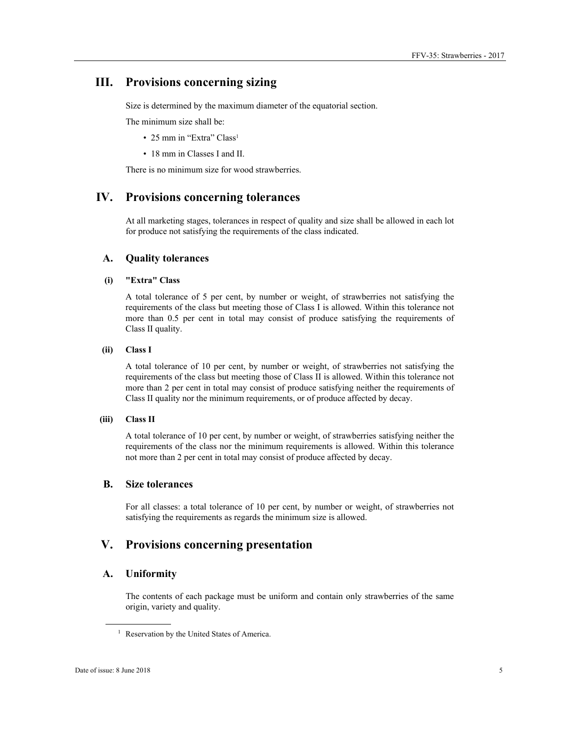## III. Provisions concerning sizing

Size is determined by the maximum diameter of the equatorial section.

The minimum size shall be:

- 25 mm in "Extra" Class[1]
- 18 mm in Classes I and II.

There is no minimum size for wood strawberries.

## IV. Provisions concerning tolerances

At all marketing stages, tolerances in respect of quality and size shall be allowed in each lot for produce not satisfying the requirements of the class indicated.

### A. Quality tolerances

#### (i) "Extra" Class

A total tolerance of 5 per cent, by number or weight, of strawberries not satisfying the requirements of the class but meeting those of Class I is allowed. Within this tolerance not more than 0.5 per cent in total may consist of produce satisfying the requirements of Class II quality.

#### (ii) Class I

A total tolerance of 10 per cent, by number or weight, of strawberries not satisfying the requirements of the class but meeting those of Class II is allowed. Within this tolerance not more than 2 per cent in total may consist of produce satisfying neither the requirements of Class II quality nor the minimum requirements, or of produce affected by decay.

#### (iii) Class II

A total tolerance of 10 per cent, by number or weight, of strawberries satisfying neither the requirements of the class nor the minimum requirements is allowed. Within this tolerance not more than 2 per cent in total may consist of produce affected by decay.

### B. Size tolerances

For all classes: a total tolerance of 10 per cent, by number or weight, of strawberries not satisfying the requirements as regards the minimum size is allowed.

## V. Provisions concerning presentation

### A. Uniformity

The contents of each package must be uniform and contain only strawberries of the same origin, variety and quality.

---

[1] Reservation by the United States of America.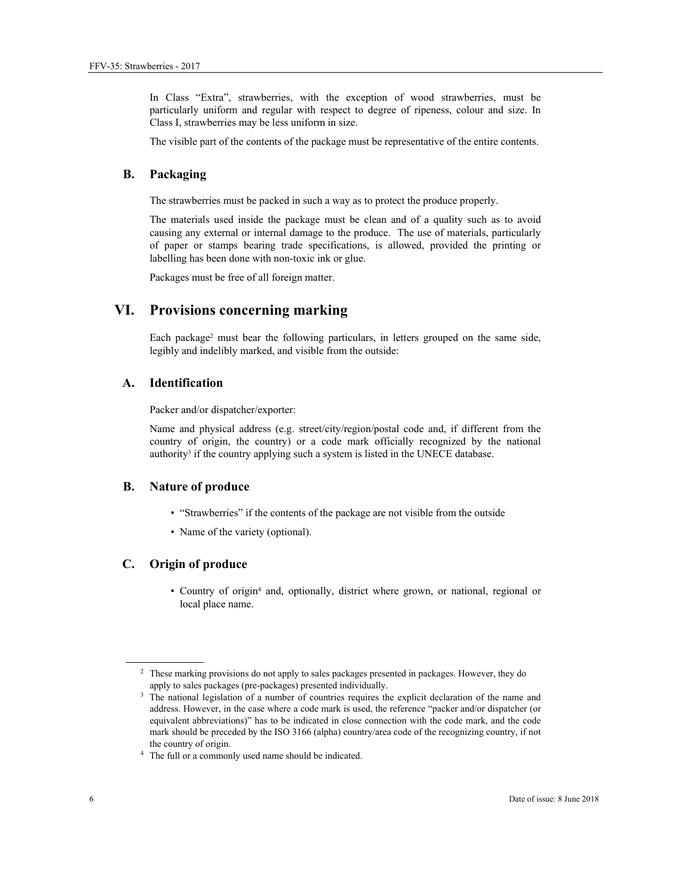In Class "Extra", strawberries, with the exception of wood strawberries, must be particularly uniform and regular with respect to degree of ripeness, colour and size. In Class I, strawberries may be less uniform in size.

The visible part of the contents of the package must be representative of the entire contents.

### B. Packaging

The strawberries must be packed in such a way as to protect the produce properly.

The materials used inside the package must be clean and of a quality such as to avoid causing any external or internal damage to the produce. The use of materials, particularly of paper or stamps bearing trade specifications, is allowed, provided the printing or labelling has been done with non-toxic ink or glue.

Packages must be free of all foreign matter.

## VI. Provisions concerning marking

Each package[2] must bear the following particulars, in letters grouped on the same side, legibly and indelibly marked, and visible from the outside:

### A. Identification

Packer and/or dispatcher/exporter:

Name and physical address (e.g. street/city/region/postal code and, if different from the country of origin, the country) or a code mark officially recognized by the national authority[3] if the country applying such a system is listed in the UNECE database.

### B. Nature of produce

- "Strawberries" if the contents of the package are not visible from the outside
- Name of the variety (optional).

### C. Origin of produce

- Country of origin[4] and, optionally, district where grown, or national, regional or local place name.

---

[2] These marking provisions do not apply to sales packages presented in packages. However, they do apply to sales packages (pre-packages) presented individually.

[3] The national legislation of a number of countries requires the explicit declaration of the name and address. However, in the case where a code mark is used, the reference "packer and/or dispatcher (or equivalent abbreviations)" has to be indicated in close connection with the code mark, and the code mark should be preceded by the ISO 3166 (alpha) country/area code of the recognizing country, if not the country of origin.

[4] The full or a commonly used name should be indicated.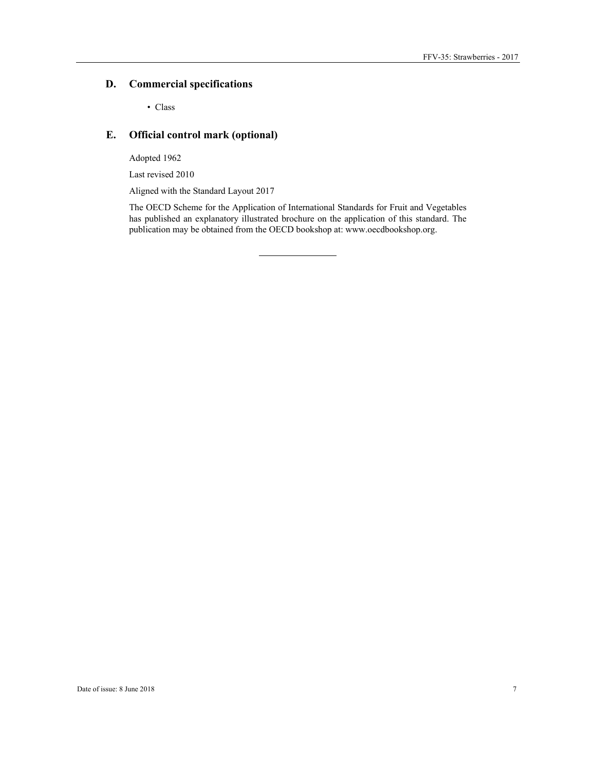## D. Commercial specifications

- Class

## E. Official control mark (optional)

Adopted 1962

Last revised 2010

Aligned with the Standard Layout 2017

The OECD Scheme for the Application of International Standards for Fruit and Vegetables has published an explanatory illustrated brochure on the application of this standard. The publication may be obtained from the OECD bookshop at: www.oecdbookshop.org.